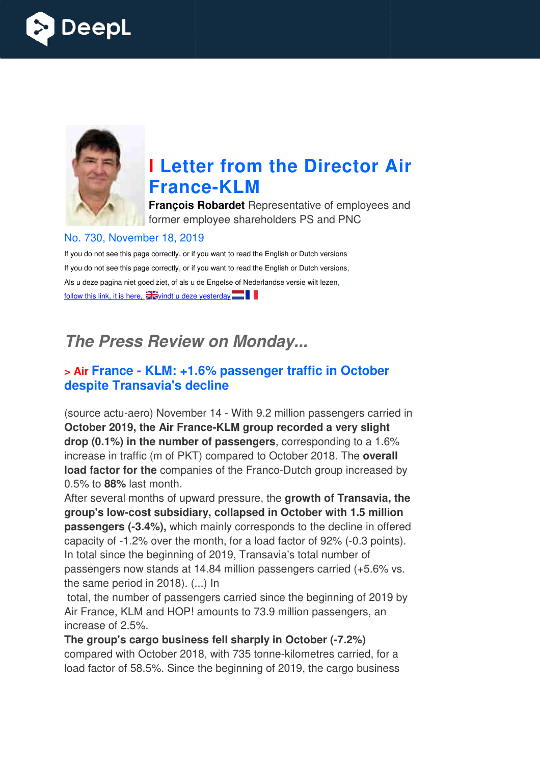# I Letter from the Director Air France-KLM

**François Robardet** Representative of employees and former employee shareholders PS and PNC

No. 730, November 18, 2019

If you do not see this page correctly, or if you want to read the English or Dutch versions

If you do not see this page correctly, or if you want to read the English or Dutch versions,

Als u deze pagina niet goed ziet, of als u de Engelse of Nederlandse versie wilt lezen,

follow this link, it is here, vindt u deze yesterday

## *The Press Review on Monday...*

### > Air France - KLM: +1.6% passenger traffic in October despite Transavia's decline

(source actu-aero) November 14 - With 9.2 million passengers carried in **October 2019, the Air France-KLM group recorded a very slight drop (0.1%) in the number of passengers**, corresponding to a 1.6% increase in traffic (m of PKT) compared to October 2018. The **overall load factor for the** companies of the Franco-Dutch group increased by 0.5% to **88%** last month.

After several months of upward pressure, the **growth of Transavia, the group's low-cost subsidiary, collapsed in October with 1.5 million passengers (-3.4%),** which mainly corresponds to the decline in offered capacity of -1.2% over the month, for a load factor of 92% (-0.3 points). In total since the beginning of 2019, Transavia's total number of passengers now stands at 14.84 million passengers carried (+5.6% vs. the same period in 2018). (...) In

total, the number of passengers carried since the beginning of 2019 by Air France, KLM and HOP! amounts to 73.9 million passengers, an increase of 2.5%.

**The group's cargo business fell sharply in October (-7.2%)** compared with October 2018, with 735 tonne-kilometres carried, for a load factor of 58.5%. Since the beginning of 2019, the cargo business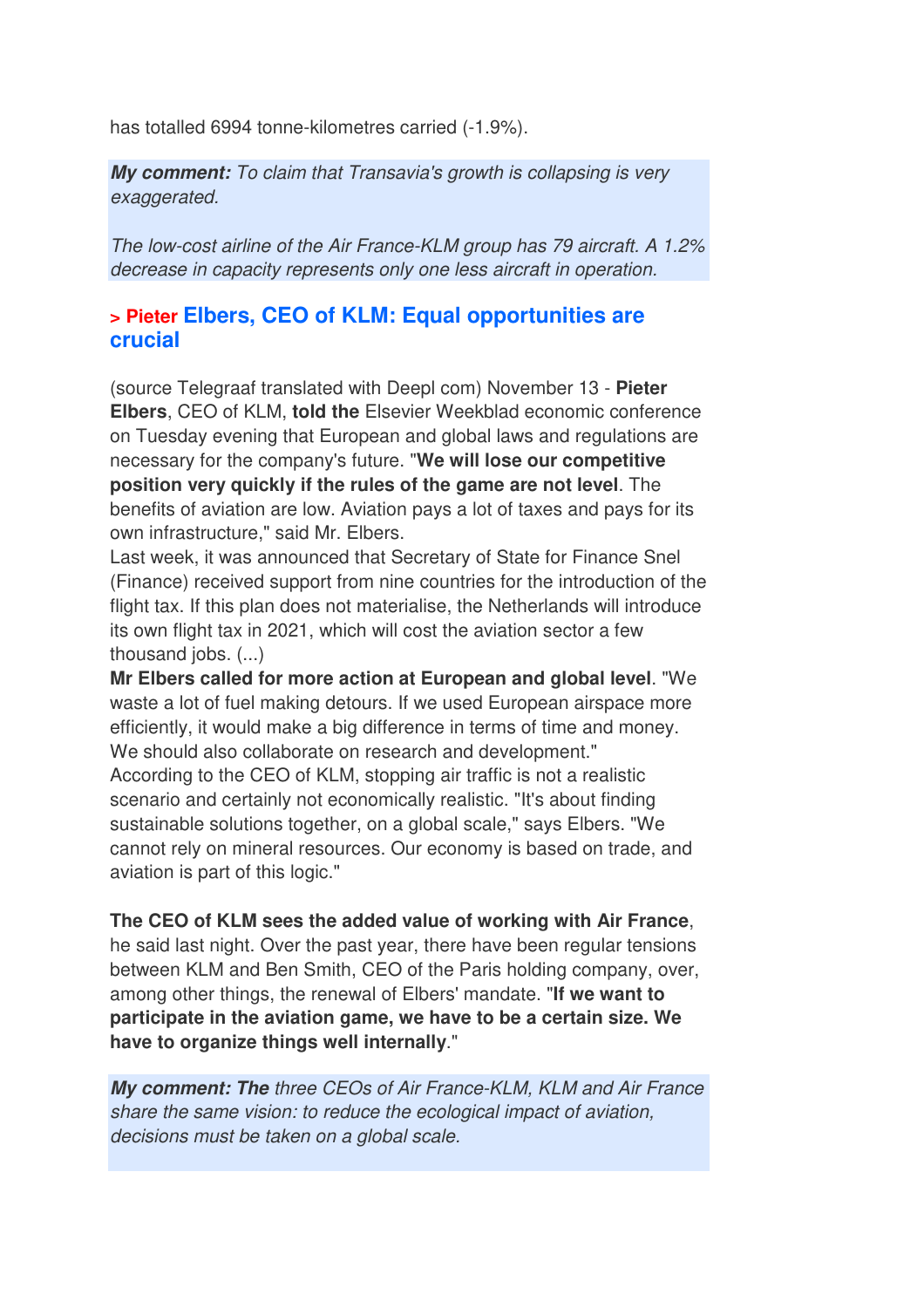has totalled 6994 tonne-kilometres carried (-1.9%).

***My comment:*** *To claim that Transavia's growth is collapsing is very exaggerated.*

*The low-cost airline of the Air France-KLM group has 79 aircraft. A 1.2% decrease in capacity represents only one less aircraft in operation.*

## > Pieter Elbers, CEO of KLM: Equal opportunities are crucial

(source Telegraaf translated with Deepl com) November 13 - **Pieter Elbers**, CEO of KLM, **told the** Elsevier Weekblad economic conference on Tuesday evening that European and global laws and regulations are necessary for the company's future. "**We will lose our competitive position very quickly if the rules of the game are not level**. The benefits of aviation are low. Aviation pays a lot of taxes and pays for its own infrastructure," said Mr. Elbers.
Last week, it was announced that Secretary of State for Finance Snel (Finance) received support from nine countries for the introduction of the flight tax. If this plan does not materialise, the Netherlands will introduce its own flight tax in 2021, which will cost the aviation sector a few thousand jobs. (...)
**Mr Elbers called for more action at European and global level**. "We waste a lot of fuel making detours. If we used European airspace more efficiently, it would make a big difference in terms of time and money. We should also collaborate on research and development."
According to the CEO of KLM, stopping air traffic is not a realistic scenario and certainly not economically realistic. "It's about finding sustainable solutions together, on a global scale," says Elbers. "We cannot rely on mineral resources. Our economy is based on trade, and aviation is part of this logic."

**The CEO of KLM sees the added value of working with Air France**, he said last night. Over the past year, there have been regular tensions between KLM and Ben Smith, CEO of the Paris holding company, over, among other things, the renewal of Elbers' mandate. "**If we want to participate in the aviation game, we have to be a certain size. We have to organize things well internally**."

***My comment: The*** *three CEOs of Air France-KLM, KLM and Air France share the same vision: to reduce the ecological impact of aviation, decisions must be taken on a global scale.*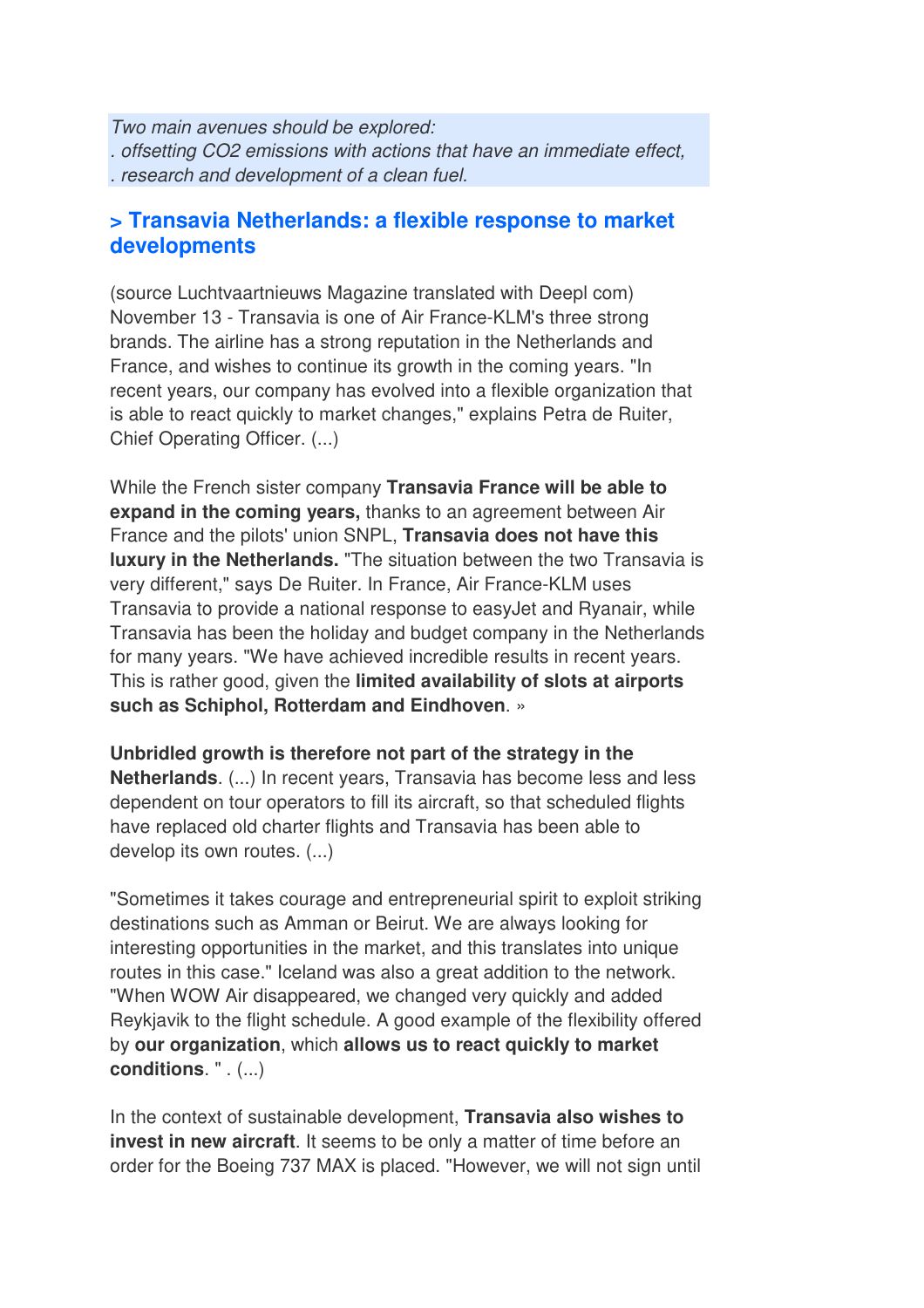*Two main avenues should be explored:*
*. offsetting $CO_2$ emissions with actions that have an immediate effect,*
*. research and development of a clean fuel.*

## > Transavia Netherlands: a flexible response to market developments

(source Luchtvaartnieuws Magazine translated with Deepl com)
November 13 - Transavia is one of Air France-KLM's three strong brands. The airline has a strong reputation in the Netherlands and France, and wishes to continue its growth in the coming years. "In recent years, our company has evolved into a flexible organization that is able to react quickly to market changes," explains Petra de Ruiter, Chief Operating Officer. (...)

While the French sister company **Transavia France will be able to expand in the coming years,** thanks to an agreement between Air France and the pilots' union SNPL, **Transavia does not have this luxury in the Netherlands.** "The situation between the two Transavia is very different," says De Ruiter. In France, Air France-KLM uses Transavia to provide a national response to easyJet and Ryanair, while Transavia has been the holiday and budget company in the Netherlands for many years. "We have achieved incredible results in recent years. This is rather good, given the **limited availability of slots at airports such as Schiphol, Rotterdam and Eindhoven**. »

**Unbridled growth is therefore not part of the strategy in the Netherlands**. (...) In recent years, Transavia has become less and less dependent on tour operators to fill its aircraft, so that scheduled flights have replaced old charter flights and Transavia has been able to develop its own routes. (...)

"Sometimes it takes courage and entrepreneurial spirit to exploit striking destinations such as Amman or Beirut. We are always looking for interesting opportunities in the market, and this translates into unique routes in this case." Iceland was also a great addition to the network. "When WOW Air disappeared, we changed very quickly and added Reykjavik to the flight schedule. A good example of the flexibility offered by **our organization**, which **allows us to react quickly to market conditions**. " . (...)

In the context of sustainable development, **Transavia also wishes to invest in new aircraft**. It seems to be only a matter of time before an order for the Boeing 737 MAX is placed. "However, we will not sign until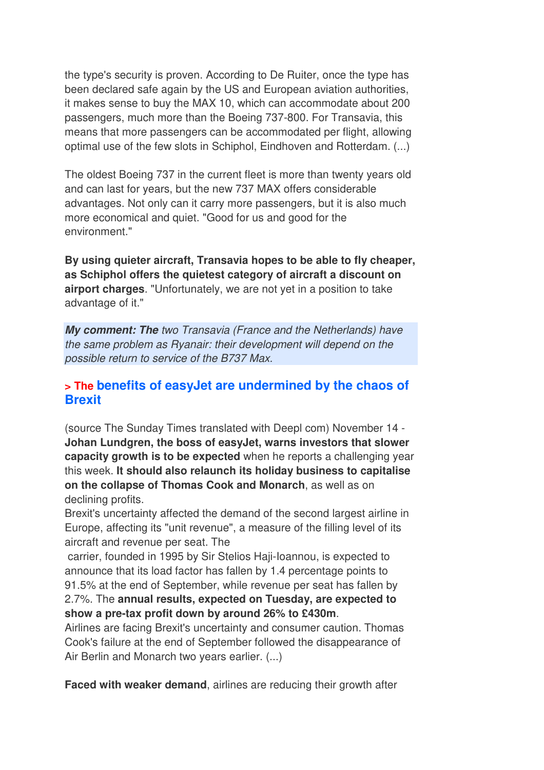the type's security is proven. According to De Ruiter, once the type has been declared safe again by the US and European aviation authorities, it makes sense to buy the MAX 10, which can accommodate about 200 passengers, much more than the Boeing 737-800. For Transavia, this means that more passengers can be accommodated per flight, allowing optimal use of the few slots in Schiphol, Eindhoven and Rotterdam. (...)

The oldest Boeing 737 in the current fleet is more than twenty years old and can last for years, but the new 737 MAX offers considerable advantages. Not only can it carry more passengers, but it is also much more economical and quiet. "Good for us and good for the environment."

**By using quieter aircraft, Transavia hopes to be able to fly cheaper, as Schiphol offers the quietest category of aircraft a discount on airport charges**. "Unfortunately, we are not yet in a position to take advantage of it."

***My comment: The*** *two Transavia (France and the Netherlands) have the same problem as Ryanair: their development will depend on the possible return to service of the B737 Max.*

## > The benefits of easyJet are undermined by the chaos of Brexit

(source The Sunday Times translated with Deepl com) November 14 - **Johan Lundgren, the boss of easyJet, warns investors that slower capacity growth is to be expected** when he reports a challenging year this week. **It should also relaunch its holiday business to capitalise on the collapse of Thomas Cook and Monarch**, as well as on declining profits.
Brexit's uncertainty affected the demand of the second largest airline in Europe, affecting its "unit revenue", a measure of the filling level of its aircraft and revenue per seat. The carrier, founded in 1995 by Sir Stelios Haji-Ioannou, is expected to announce that its load factor has fallen by 1.4 percentage points to 91.5% at the end of September, while revenue per seat has fallen by 2.7%. The **annual results, expected on Tuesday, are expected to show a pre-tax profit down by around 26% to £430m**.
Airlines are facing Brexit's uncertainty and consumer caution. Thomas Cook's failure at the end of September followed the disappearance of Air Berlin and Monarch two years earlier. (...)

**Faced with weaker demand**, airlines are reducing their growth after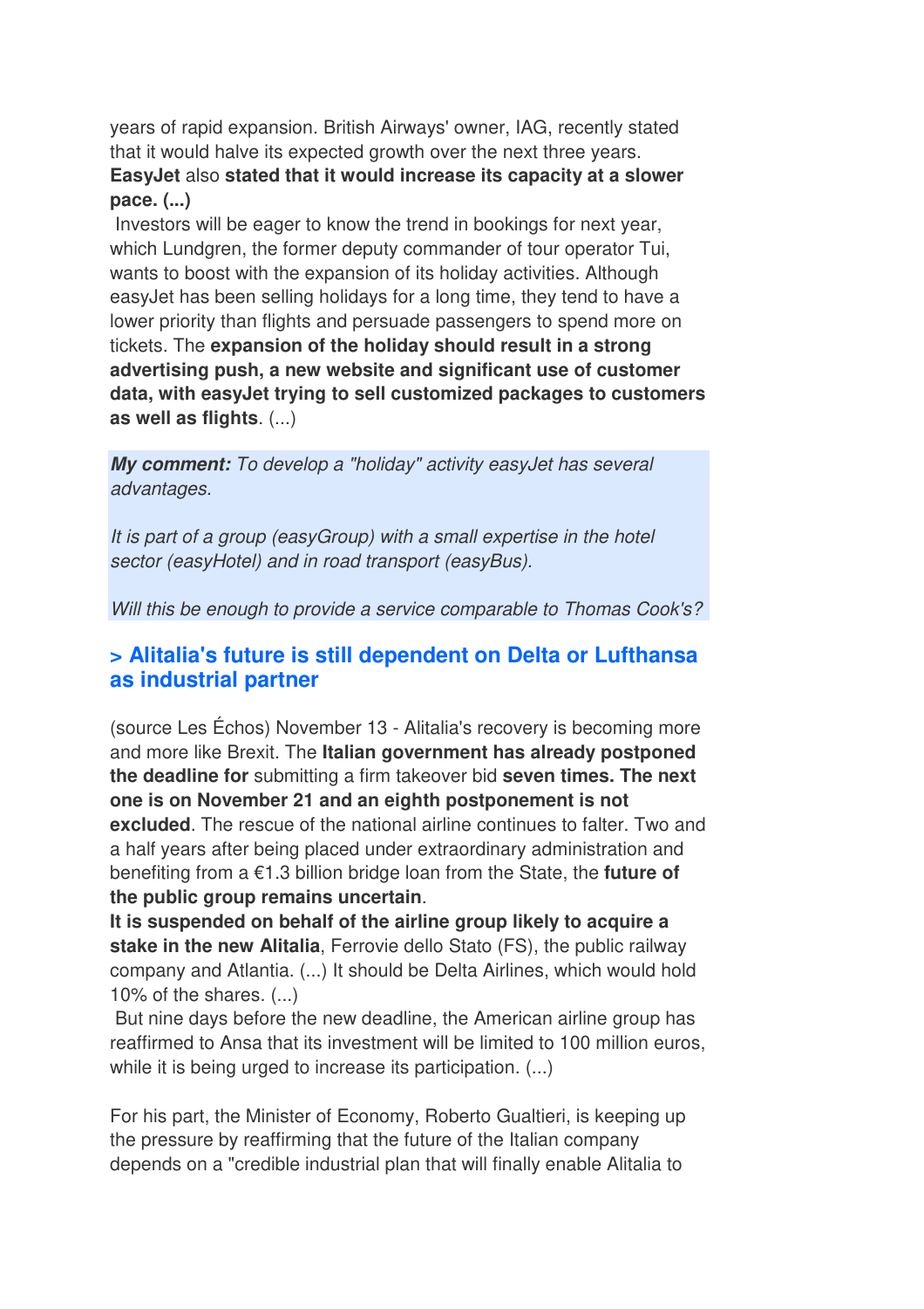years of rapid expansion. British Airways' owner, IAG, recently stated that it would halve its expected growth over the next three years. **EasyJet** also **stated that it would increase its capacity at a slower pace. (...)**

Investors will be eager to know the trend in bookings for next year, which Lundgren, the former deputy commander of tour operator Tui, wants to boost with the expansion of its holiday activities. Although easyJet has been selling holidays for a long time, they tend to have a lower priority than flights and persuade passengers to spend more on tickets. The **expansion of the holiday should result in a strong advertising push, a new website and significant use of customer data, with easyJet trying to sell customized packages to customers as well as flights**. (...)

***My comment:*** *To develop a "holiday" activity easyJet has several advantages.*

*It is part of a group (easyGroup) with a small expertise in the hotel sector (easyHotel) and in road transport (easyBus).*

*Will this be enough to provide a service comparable to Thomas Cook's?*

## > Alitalia's future is still dependent on Delta or Lufthansa as industrial partner

(source Les Échos) November 13 - Alitalia's recovery is becoming more and more like Brexit. The **Italian government has already postponed the deadline for** submitting a firm takeover bid **seven times. The next one is on November 21 and an eighth postponement is not excluded**. The rescue of the national airline continues to falter. Two and a half years after being placed under extraordinary administration and benefiting from a €1.3 billion bridge loan from the State, the **future of the public group remains uncertain**.

**It is suspended on behalf of the airline group likely to acquire a stake in the new Alitalia**, Ferrovie dello Stato (FS), the public railway company and Atlantia. (...) It should be Delta Airlines, which would hold 10% of the shares. (...)

But nine days before the new deadline, the American airline group has reaffirmed to Ansa that its investment will be limited to 100 million euros, while it is being urged to increase its participation. (...)

For his part, the Minister of Economy, Roberto Gualtieri, is keeping up the pressure by reaffirming that the future of the Italian company depends on a "credible industrial plan that will finally enable Alitalia to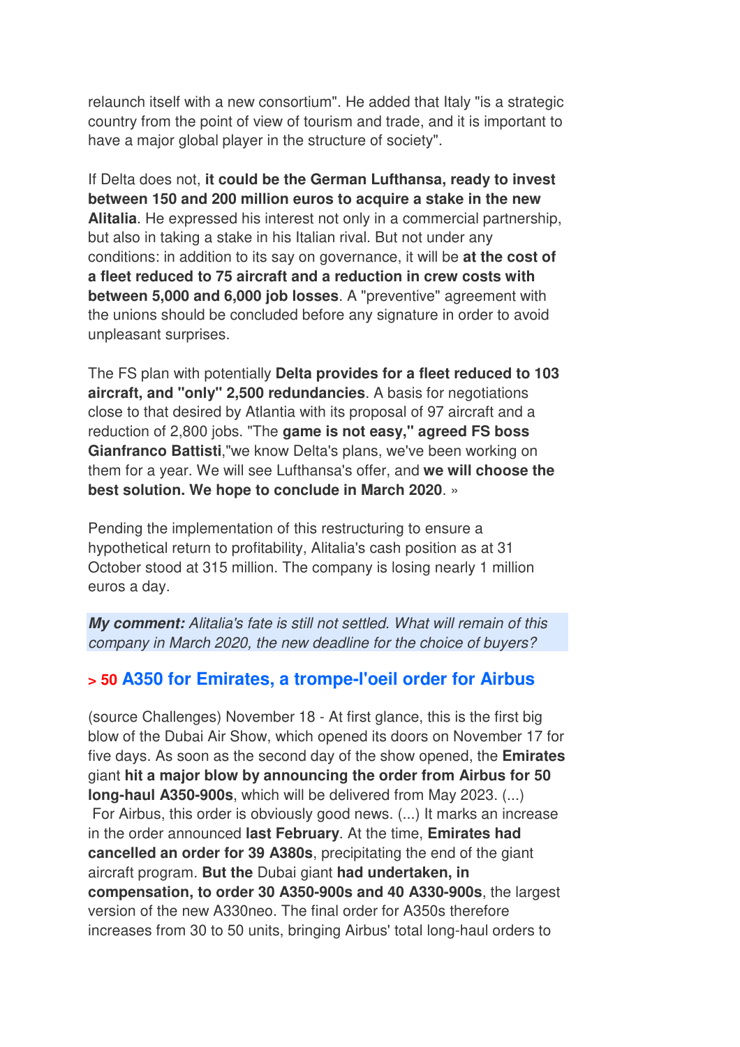relaunch itself with a new consortium". He added that Italy "is a strategic country from the point of view of tourism and trade, and it is important to have a major global player in the structure of society".

If Delta does not, **it could be the German Lufthansa, ready to invest between 150 and 200 million euros to acquire a stake in the new Alitalia**. He expressed his interest not only in a commercial partnership, but also in taking a stake in his Italian rival. But not under any conditions: in addition to its say on governance, it will be **at the cost of a fleet reduced to 75 aircraft and a reduction in crew costs with between 5,000 and 6,000 job losses**. A "preventive" agreement with the unions should be concluded before any signature in order to avoid unpleasant surprises.

The FS plan with potentially **Delta provides for a fleet reduced to 103 aircraft, and "only" 2,500 redundancies**. A basis for negotiations close to that desired by Atlantia with its proposal of 97 aircraft and a reduction of 2,800 jobs. "The **game is not easy," agreed FS boss Gianfranco Battisti**,"we know Delta's plans, we've been working on them for a year. We will see Lufthansa's offer, and **we will choose the best solution. We hope to conclude in March 2020**. »

Pending the implementation of this restructuring to ensure a hypothetical return to profitability, Alitalia's cash position as at 31 October stood at 315 million. The company is losing nearly 1 million euros a day.

***My comment:*** *Alitalia's fate is still not settled. What will remain of this company in March 2020, the new deadline for the choice of buyers?*

## > 50 A350 for Emirates, a trompe-l'oeil order for Airbus

(source Challenges) November 18 - At first glance, this is the first big blow of the Dubai Air Show, which opened its doors on November 17 for five days. As soon as the second day of the show opened, the **Emirates** giant **hit a major blow by announcing the order from Airbus for 50 long-haul A350-900s**, which will be delivered from May 2023. (...) For Airbus, this order is obviously good news. (...) It marks an increase in the order announced **last February**. At the time, **Emirates had cancelled an order for 39 A380s**, precipitating the end of the giant aircraft program. **But the** Dubai giant **had undertaken, in compensation, to order 30 A350-900s and 40 A330-900s**, the largest version of the new A330neo. The final order for A350s therefore increases from 30 to 50 units, bringing Airbus' total long-haul orders to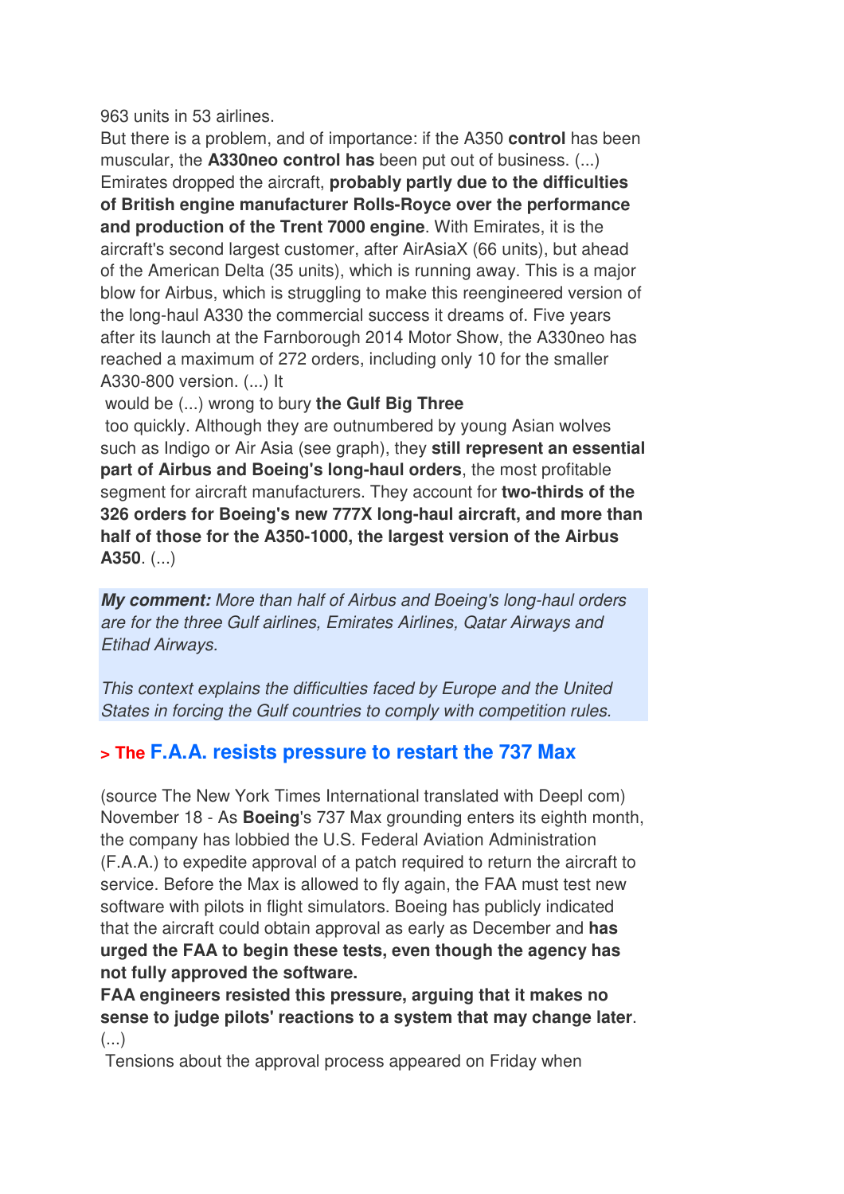963 units in 53 airlines.

But there is a problem, and of importance: if the A350 **control** has been muscular, the **A330neo control has** been put out of business. (...) Emirates dropped the aircraft, **probably partly due to the difficulties of British engine manufacturer Rolls-Royce over the performance and production of the Trent 7000 engine**. With Emirates, it is the aircraft's second largest customer, after AirAsiaX (66 units), but ahead of the American Delta (35 units), which is running away. This is a major blow for Airbus, which is struggling to make this reengineered version of the long-haul A330 the commercial success it dreams of. Five years after its launch at the Farnborough 2014 Motor Show, the A330neo has reached a maximum of 272 orders, including only 10 for the smaller A330-800 version. (...) It would be (...) wrong to bury **the Gulf Big Three** too quickly. Although they are outnumbered by young Asian wolves such as Indigo or Air Asia (see graph), they **still represent an essential part of Airbus and Boeing's long-haul orders**, the most profitable segment for aircraft manufacturers. They account for **two-thirds of the 326 orders for Boeing's new 777X long-haul aircraft, and more than half of those for the A350-1000, the largest version of the Airbus A350**. (...)

***My comment:*** *More than half of Airbus and Boeing's long-haul orders are for the three Gulf airlines, Emirates Airlines, Qatar Airways and Etihad Airways.*

*This context explains the difficulties faced by Europe and the United States in forcing the Gulf countries to comply with competition rules.*

## > The F.A.A. resists pressure to restart the 737 Max

(source The New York Times International translated with Deepl com) November 18 - As **Boeing**'s 737 Max grounding enters its eighth month, the company has lobbied the U.S. Federal Aviation Administration (F.A.A.) to expedite approval of a patch required to return the aircraft to service. Before the Max is allowed to fly again, the FAA must test new software with pilots in flight simulators. Boeing has publicly indicated that the aircraft could obtain approval as early as December and **has urged the FAA to begin these tests, even though the agency has not fully approved the software.**

**FAA engineers resisted this pressure, arguing that it makes no sense to judge pilots' reactions to a system that may change later**. (...)

Tensions about the approval process appeared on Friday when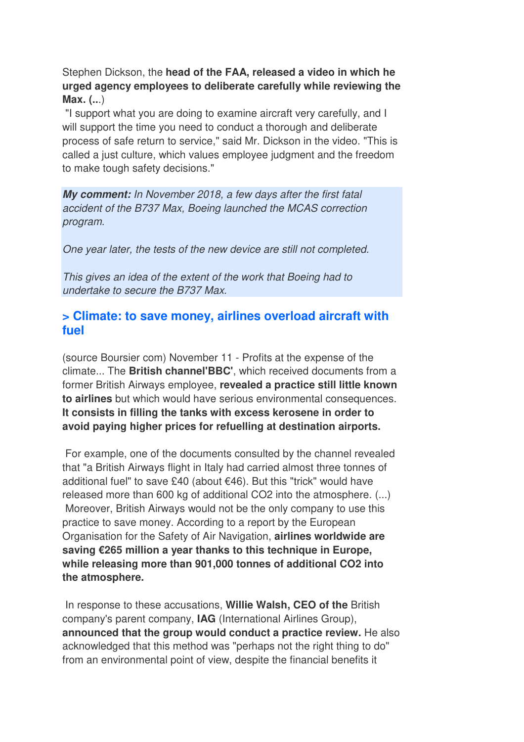Stephen Dickson, the **head of the FAA, released a video in which he urged agency employees to deliberate carefully while reviewing the Max. (...**)

"I support what you are doing to examine aircraft very carefully, and I will support the time you need to conduct a thorough and deliberate process of safe return to service," said Mr. Dickson in the video. "This is called a just culture, which values employee judgment and the freedom to make tough safety decisions."

***My comment:*** *In November 2018, a few days after the first fatal accident of the B737 Max, Boeing launched the MCAS correction program.*

*One year later, the tests of the new device are still not completed.*

*This gives an idea of the extent of the work that Boeing had to undertake to secure the B737 Max.*

## > Climate: to save money, airlines overload aircraft with fuel

(source Boursier com) November 11 - Profits at the expense of the climate... The **British channel'BBC'**, which received documents from a former British Airways employee, **revealed a practice still little known to airlines** but which would have serious environmental consequences. **It consists in filling the tanks with excess kerosene in order to avoid paying higher prices for refuelling at destination airports.**

For example, one of the documents consulted by the channel revealed that "a British Airways flight in Italy had carried almost three tonnes of additional fuel" to save £40 (about €46). But this "trick" would have released more than 600 kg of additional $CO_2$ into the atmosphere. (...)

Moreover, British Airways would not be the only company to use this practice to save money. According to a report by the European Organisation for the Safety of Air Navigation, **airlines worldwide are saving €265 million a year thanks to this technique in Europe, while releasing more than 901,000 tonnes of additional $CO_2$ into the atmosphere.**

In response to these accusations, **Willie Walsh, CEO of the** British company's parent company, **IAG** (International Airlines Group), **announced that the group would conduct a practice review.** He also acknowledged that this method was "perhaps not the right thing to do" from an environmental point of view, despite the financial benefits it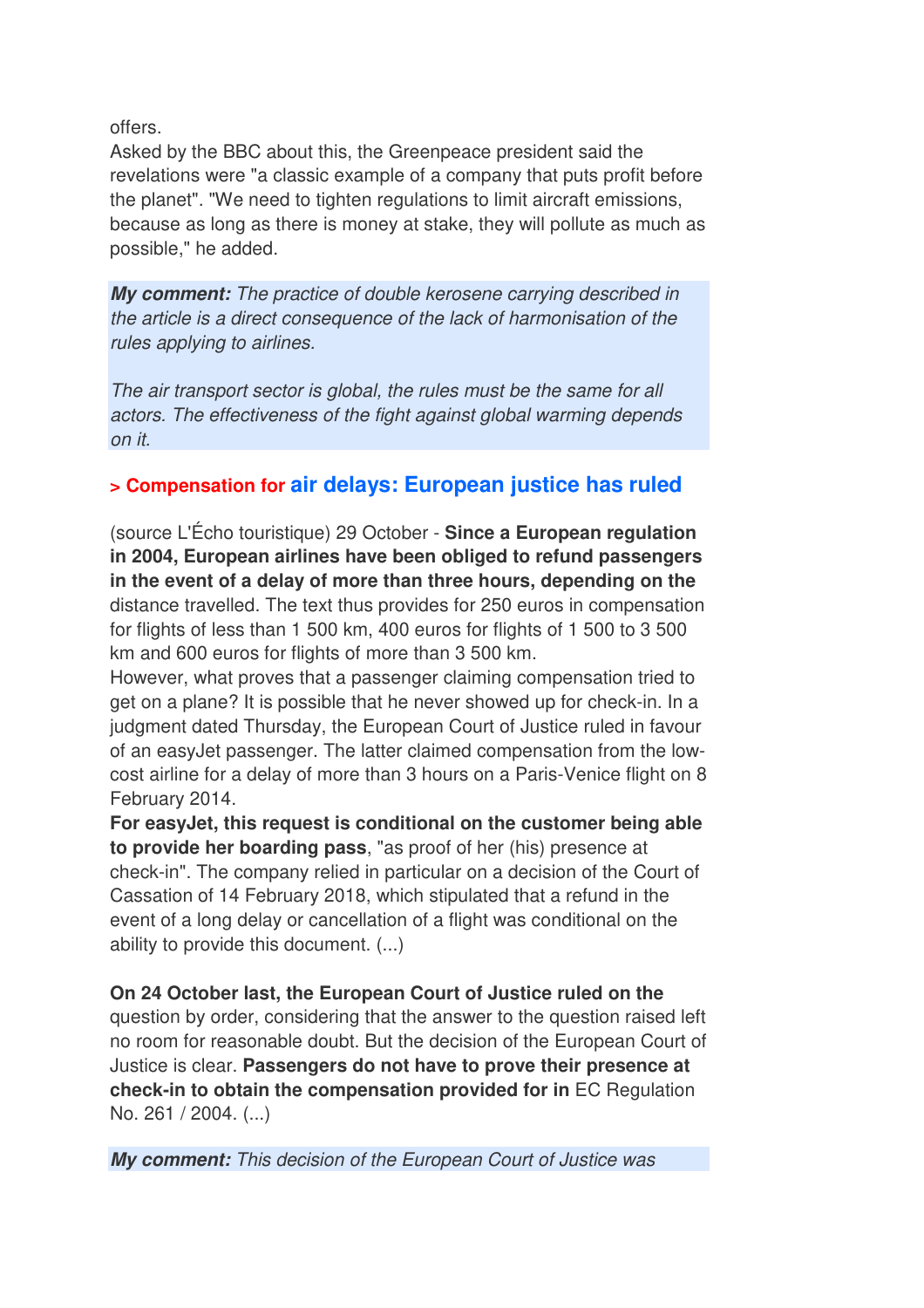offers.
Asked by the BBC about this, the Greenpeace president said the revelations were "a classic example of a company that puts profit before the planet". "We need to tighten regulations to limit aircraft emissions, because as long as there is money at stake, they will pollute as much as possible," he added.

***My comment:*** *The practice of double kerosene carrying described in the article is a direct consequence of the lack of harmonisation of the rules applying to airlines.*

*The air transport sector is global, the rules must be the same for all actors. The effectiveness of the fight against global warming depends on it.*

## > Compensation for air delays: European justice has ruled

(source L'Écho touristique) 29 October - **Since a European regulation in 2004, European airlines have been obliged to refund passengers in the event of a delay of more than three hours, depending on the** distance travelled. The text thus provides for 250 euros in compensation for flights of less than 1 500 km, 400 euros for flights of 1 500 to 3 500 km and 600 euros for flights of more than 3 500 km.
However, what proves that a passenger claiming compensation tried to get on a plane? It is possible that he never showed up for check-in. In a judgment dated Thursday, the European Court of Justice ruled in favour of an easyJet passenger. The latter claimed compensation from the low-cost airline for a delay of more than 3 hours on a Paris-Venice flight on 8 February 2014.
**For easyJet, this request is conditional on the customer being able to provide her boarding pass**, "as proof of her (his) presence at check-in". The company relied in particular on a decision of the Court of Cassation of 14 February 2018, which stipulated that a refund in the event of a long delay or cancellation of a flight was conditional on the ability to provide this document. (...)

**On 24 October last, the European Court of Justice ruled on the** question by order, considering that the answer to the question raised left no room for reasonable doubt. But the decision of the European Court of Justice is clear. **Passengers do not have to prove their presence at check-in to obtain the compensation provided for in** EC Regulation No. 261 / 2004. (...)

***My comment:*** *This decision of the European Court of Justice was*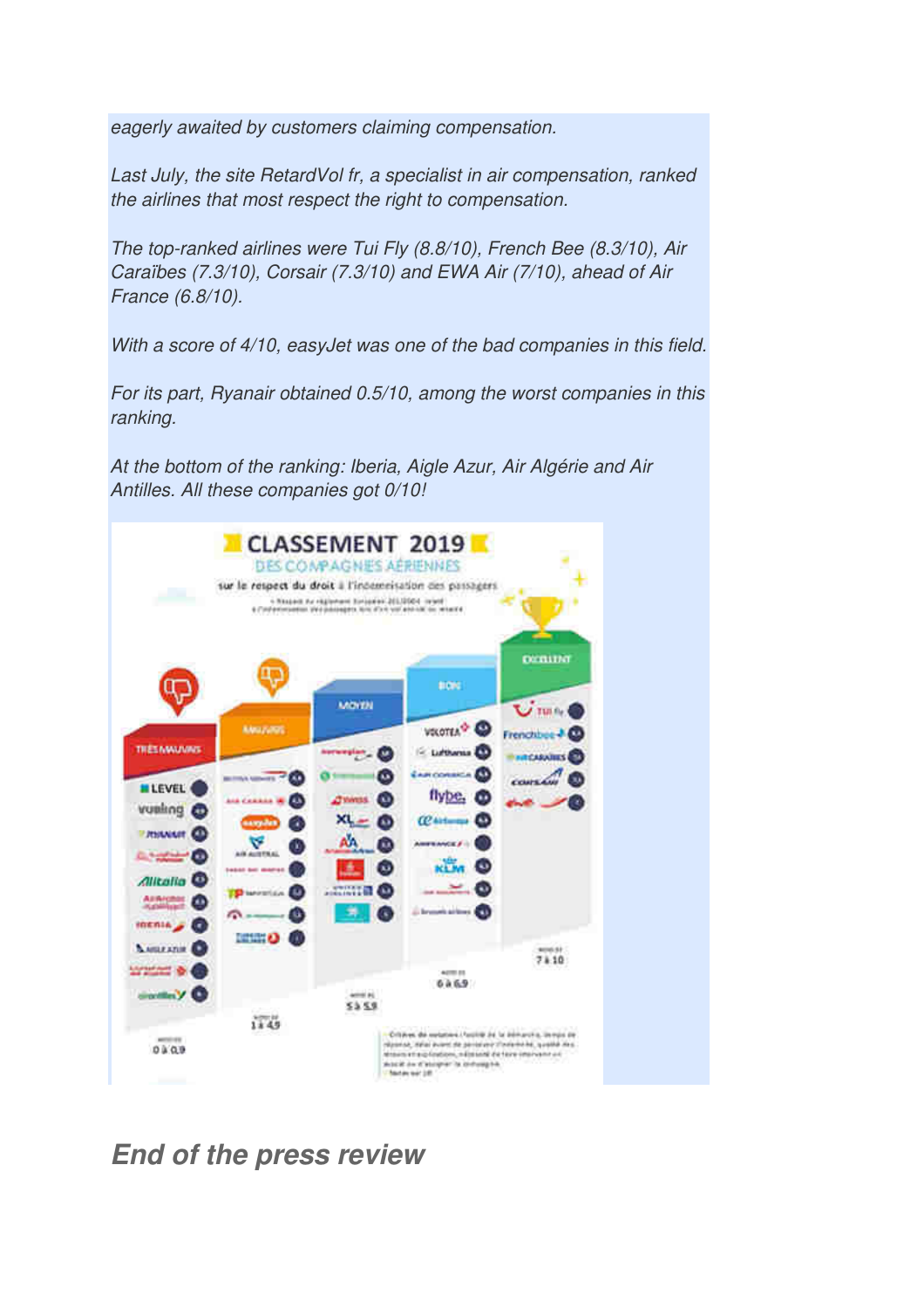*eagerly awaited by customers claiming compensation.*

*Last July, the site RetardVol fr, a specialist in air compensation, ranked the airlines that most respect the right to compensation.*

*The top-ranked airlines were Tui Fly (8.8/10), French Bee (8.3/10), Air Caraïbes (7.3/10), Corsair (7.3/10) and EWA Air (7/10), ahead of Air France (6.8/10).*

*With a score of 4/10, easyJet was one of the bad companies in this field.*

*For its part, Ryanair obtained 0.5/10, among the worst companies in this ranking.*

*At the bottom of the ranking: Iberia, Aigle Azur, Air Algérie and Air Antilles. All these companies got 0/10!*

## End of the press review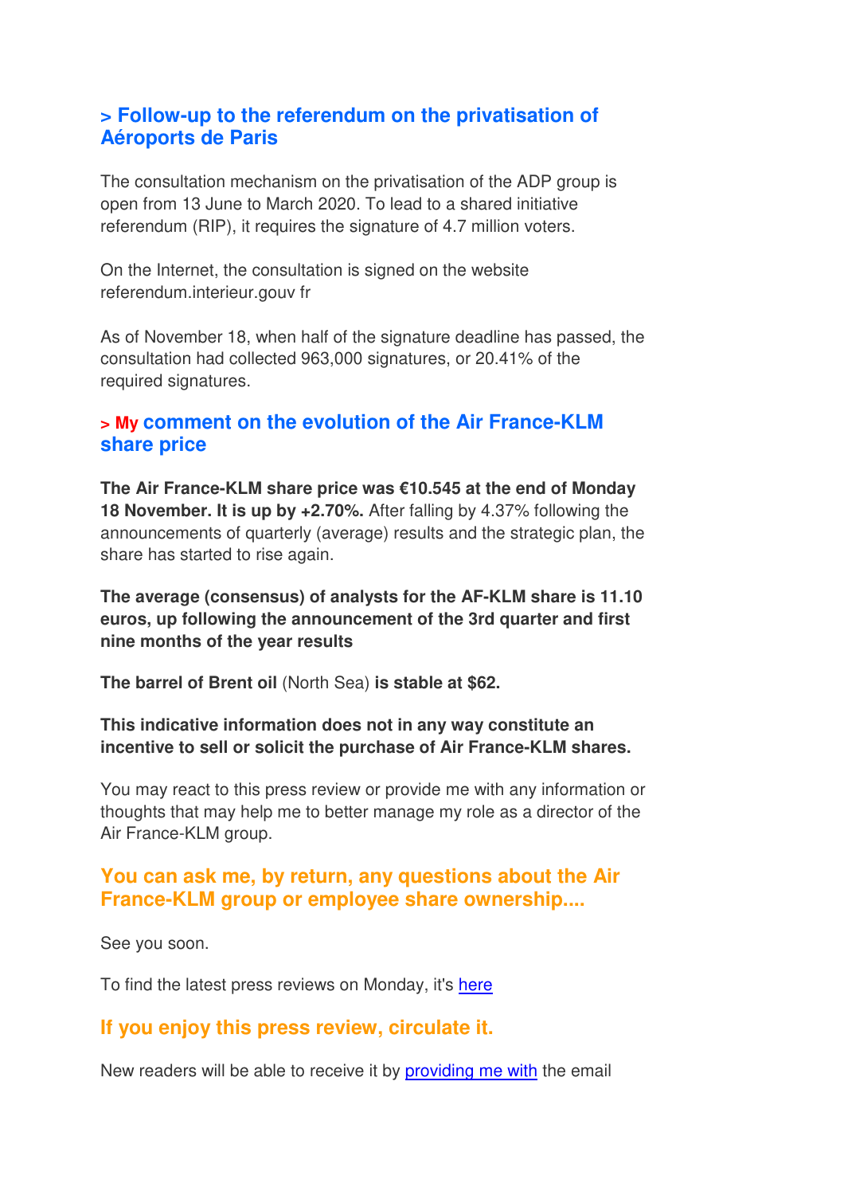## > Follow-up to the referendum on the privatisation of Aéroports de Paris

The consultation mechanism on the privatisation of the ADP group is open from 13 June to March 2020. To lead to a shared initiative referendum (RIP), it requires the signature of 4.7 million voters.

On the Internet, the consultation is signed on the website referendum.interieur.gouv fr

As of November 18, when half of the signature deadline has passed, the consultation had collected 963,000 signatures, or 20.41% of the required signatures.

## > My comment on the evolution of the Air France-KLM share price

**The Air France-KLM share price was €10.545 at the end of Monday 18 November. It is up by +2.70%.** After falling by 4.37% following the announcements of quarterly (average) results and the strategic plan, the share has started to rise again.

**The average (consensus) of analysts for the AF-KLM share is 11.10 euros, up following the announcement of the 3rd quarter and first nine months of the year results**

**The barrel of Brent oil** (North Sea) **is stable at $62.**

**This indicative information does not in any way constitute an incentive to sell or solicit the purchase of Air France-KLM shares.**

You may react to this press review or provide me with any information or thoughts that may help me to better manage my role as a director of the Air France-KLM group.

## You can ask me, by return, any questions about the Air France-KLM group or employee share ownership....

See you soon.

To find the latest press reviews on Monday, it's here

## If you enjoy this press review, circulate it.

New readers will be able to receive it by providing me with the email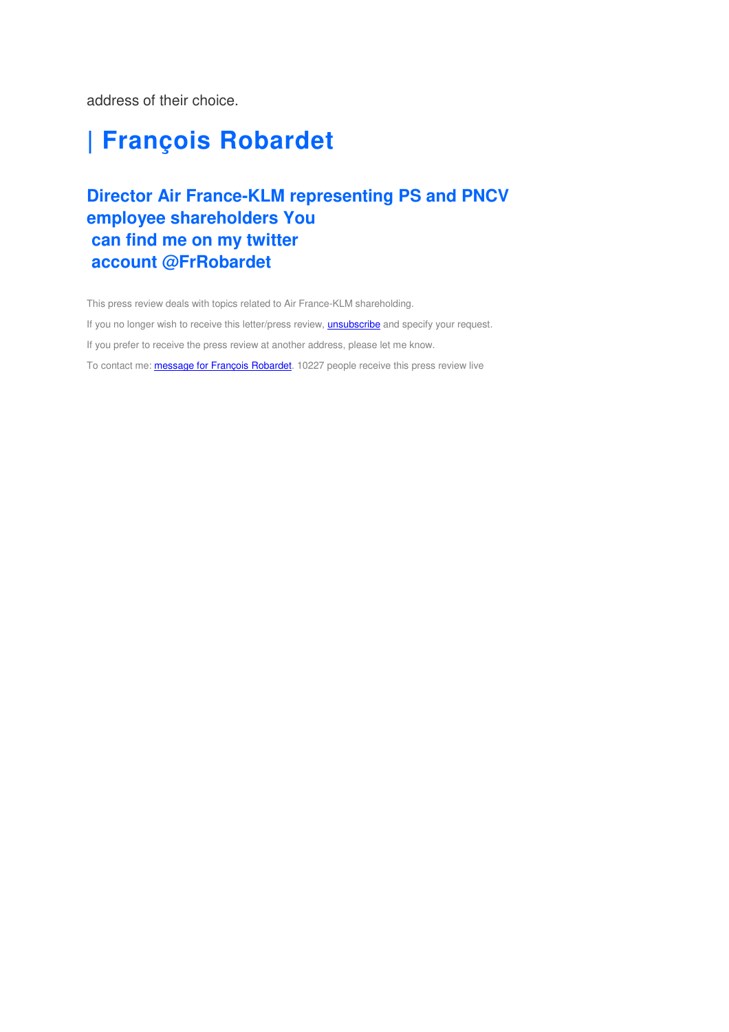address of their choice.

# | François Robardet

## Director Air France-KLM representing PS and PNCV employee shareholders You can find me on my twitter account @FrRobardet

This press review deals with topics related to Air France-KLM shareholding.

If you no longer wish to receive this letter/press review, unsubscribe and specify your request.

If you prefer to receive the press review at another address, please let me know.

To contact me: message for François Robardet. 10227 people receive this press review live